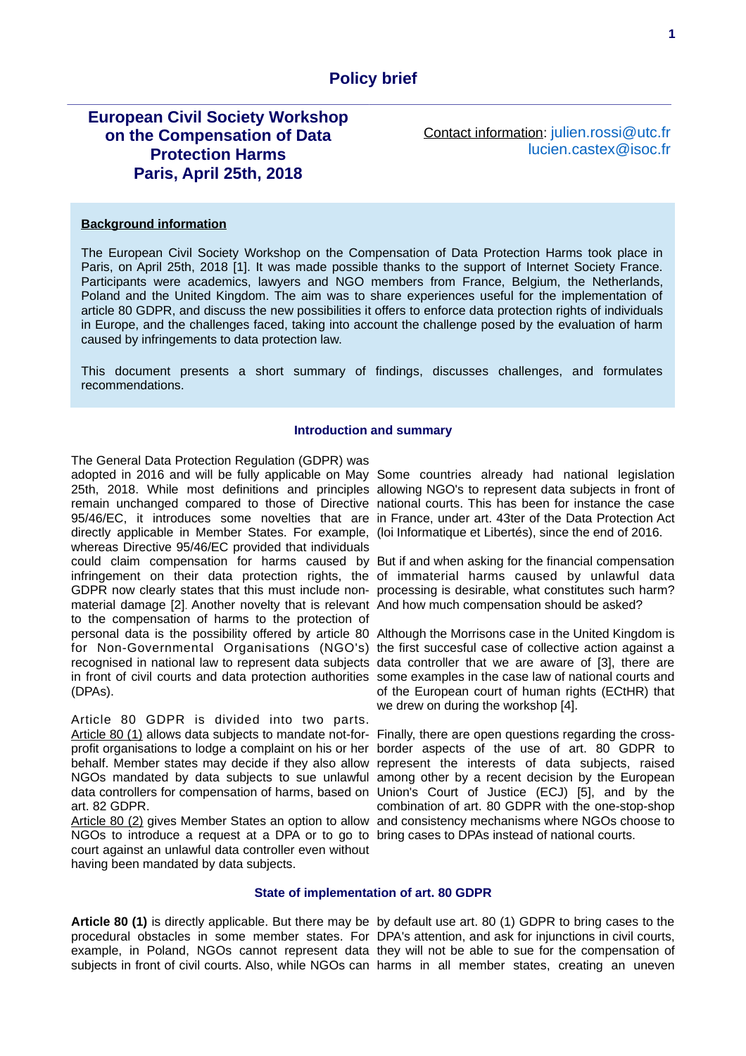# Policy brief

## European Civil Society Workshop on the Compensation of Data Protection Harms Paris, April 25th, 2018

Contact information: julien.rossi@utc.fr lucien.castex@isoc.fr

**Background information**

The European Civil Society Workshop on the Compensation of Data Protection Harms took place in Paris, on April 25th, 2018 [1]. It was made possible thanks to the support of Internet Society France. Participants were academics, lawyers and NGO members from France, Belgium, the Netherlands, Poland and the United Kingdom. The aim was to share experiences useful for the implementation of article 80 GDPR, and discuss the new possibilities it offers to enforce data protection rights of individuals in Europe, and the challenges faced, taking into account the challenge posed by the evaluation of harm caused by infringements to data protection law.

This document presents a short summary of findings, discusses challenges, and formulates recommendations.

### Introduction and summary

The General Data Protection Regulation (GDPR) was adopted in 2016 and will be fully applicable on May 25th, 2018. While most definitions and principles remain unchanged compared to those of Directive 95/46/EC, it introduces some novelties that are directly applicable in Member States. For example, whereas Directive 95/46/EC provided that individuals could claim compensation for harms caused by infringement on their data protection rights, the GDPR now clearly states that this must include non-material damage [2]. Another novelty that is relevant to the compensation of harms to the protection of personal data is the possibility offered by article 80 for Non-Governmental Organisations (NGO's) recognised in national law to represent data subjects in front of civil courts and data protection authorities (DPAs).

Article 80 GDPR is divided into two parts. Article 80 (1) allows data subjects to mandate not-for-profit organisations to lodge a complaint on his or her behalf. Member states may decide if they also allow NGOs mandated by data subjects to sue unlawful data controllers for compensation of harms, based on art. 82 GDPR.
Article 80 (2) gives Member States an option to allow NGOs to introduce a request at a DPA or to go to court against an unlawful data controller even without having been mandated by data subjects.

Some countries already had national legislation allowing NGO's to represent data subjects in front of national courts. This has been for instance the case in France, under art. 43ter of the Data Protection Act (loi Informatique et Libertés), since the end of 2016.

But if and when asking for the financial compensation of immaterial harms caused by unlawful data processing is desirable, what constitutes such harm? And how much compensation should be asked?

Although the Morrisons case in the United Kingdom is the first succesful case of collective action against a data controller that we are aware of [3], there are some examples in the case law of national courts and of the European court of human rights (ECtHR) that we drew on during the workshop [4].

Finally, there are open questions regarding the cross-border aspects of the use of art. 80 GDPR to represent the interests of data subjects, raised among other by a recent decision by the European Union's Court of Justice (ECJ) [5], and by the combination of art. 80 GDPR with the one-stop-shop and consistency mechanisms where NGOs choose to bring cases to DPAs instead of national courts.

### State of implementation of art. 80 GDPR

**Article 80 (1)** is directly applicable. But there may be procedural obstacles in some member states. For example, in Poland, NGOs cannot represent data subjects in front of civil courts. Also, while NGOs can by default use art. 80 (1) GDPR to bring cases to the DPA's attention, and ask for injunctions in civil courts, they will not be able to sue for the compensation of harms in all member states, creating an uneven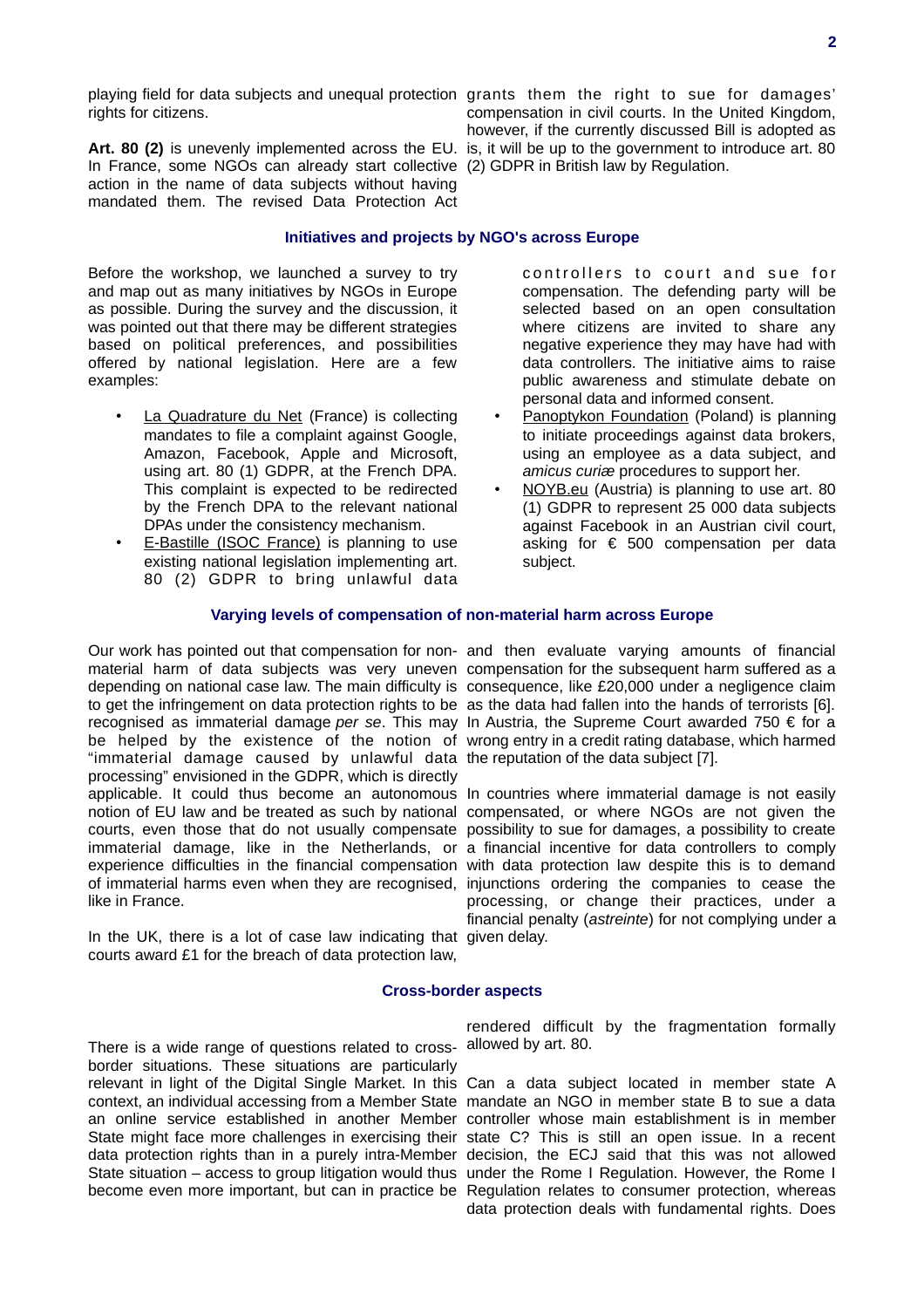playing field for data subjects and unequal protection rights for citizens.

**Art. 80 (2)** is unevenly implemented across the EU. In France, some NGOs can already start collective action in the name of data subjects without having mandated them. The revised Data Protection Act grants them the right to sue for damages' compensation in civil courts. In the United Kingdom, however, if the currently discussed Bill is adopted as is, it will be up to the government to introduce art. 80 (2) GDPR in British law by Regulation.

## Initiatives and projects by NGO's across Europe

Before the workshop, we launched a survey to try and map out as many initiatives by NGOs in Europe as possible. During the survey and the discussion, it was pointed out that there may be different strategies based on political preferences, and possibilities offered by national legislation. Here are a few examples:

- La Quadrature du Net (France) is collecting mandates to file a complaint against Google, Amazon, Facebook, Apple and Microsoft, using art. 80 (1) GDPR, at the French DPA. This complaint is expected to be redirected by the French DPA to the relevant national DPAs under the consistency mechanism.
- E-Bastille (ISOC France) is planning to use existing national legislation implementing art. 80 (2) GDPR to bring unlawful data controllers to court and sue for compensation. The defending party will be selected based on an open consultation where citizens are invited to share any negative experience they may have had with data controllers. The initiative aims to raise public awareness and stimulate debate on personal data and informed consent.
- Panoptykon Foundation (Poland) is planning to initiate proceedings against data brokers, using an employee as a data subject, and *amicus curiæ* procedures to support her.
- NOYB.eu (Austria) is planning to use art. 80 (1) GDPR to represent 25 000 data subjects against Facebook in an Austrian civil court, asking for € 500 compensation per data subject.

## Varying levels of compensation of non-material harm across Europe

Our work has pointed out that compensation for non-material harm of data subjects was very uneven depending on national case law. The main difficulty is to get the infringement on data protection rights to be recognised as immaterial damage *per se*. This may be helped by the existence of the notion of "immaterial damage caused by unlawful data processing" envisioned in the GDPR, which is directly applicable. It could thus become an autonomous notion of EU law and be treated as such by national courts, even those that do not usually compensate immaterial damage, like in the Netherlands, or experience difficulties in the financial compensation of immaterial harms even when they are recognised, like in France.

In the UK, there is a lot of case law indicating that courts award £1 for the breach of data protection law, and then evaluate varying amounts of financial compensation for the subsequent harm suffered as a consequence, like £20,000 under a negligence claim as the data had fallen into the hands of terrorists [6]. In Austria, the Supreme Court awarded 750 € for a wrong entry in a credit rating database, which harmed the reputation of the data subject [7].

In countries where immaterial damage is not easily compensated, or where NGOs are not given the possibility to sue for damages, a possibility to create a financial incentive for data controllers to comply with data protection law despite this is to demand injunctions ordering the companies to cease the processing, or change their practices, under a financial penalty (*astreinte*) for not complying under a given delay.

## Cross-border aspects

There is a wide range of questions related to cross-border situations. These situations are particularly relevant in light of the Digital Single Market. In this context, an individual accessing from a Member State an online service established in another Member State might face more challenges in exercising their data protection rights than in a purely intra-Member State situation – access to group litigation would thus become even more important, but can in practice be rendered difficult by the fragmentation formally allowed by art. 80.

Can a data subject located in member state A mandate an NGO in member state B to sue a data controller whose main establishment is in member state C? This is still an open issue. In a recent decision, the ECJ said that this was not allowed under the Rome I Regulation. However, the Rome I Regulation relates to consumer protection, whereas data protection deals with fundamental rights. Does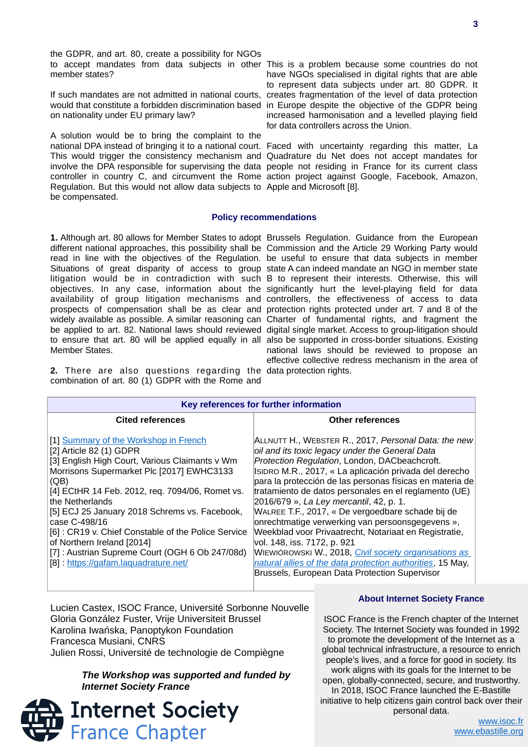the GDPR, and art. 80, create a possibility for NGOs to accept mandates from data subjects in other member states?

If such mandates are not admitted in national courts, would that constitute a forbidden discrimination based on nationality under EU primary law?

A solution would be to bring the complaint to the national DPA instead of bringing it to a national court. This would trigger the consistency mechanism and involve the DPA responsible for supervising the data controller in country C, and circumvent the Rome Regulation. But this would not allow data subjects to be compensated.

This is a problem because some countries do not have NGOs specialised in digital rights that are able to represent data subjects under art. 80 GDPR. It creates fragmentation of the level of data protection in Europe despite the objective of the GDPR being increased harmonisation and a levelled playing field for data controllers across the Union.

Faced with uncertainty regarding this matter, La Quadrature du Net does not accept mandates for people not residing in France for its current class action project against Google, Facebook, Amazon, Apple and Microsoft [8].

## Policy recommendations

**1.** Although art. 80 allows for Member States to adopt different national approaches, this possibility shall be read in line with the objectives of the Regulation. Situations of great disparity of access to group litigation would be in contradiction with such objectives. In any case, information about the availability of group litigation mechanisms and prospects of compensation shall be as clear and widely available as possible. A similar reasoning can be applied to art. 82. National laws should reviewed to ensure that art. 80 will be applied equally in all Member States.

**2.** There are also questions regarding the combination of art. 80 (1) GDPR with the Rome and Brussels Regulation. Guidance from the European Commission and the Article 29 Working Party would be useful to ensure that data subjects in member state A can indeed mandate an NGO in member state B to represent their interests. Otherwise, this will significantly hurt the level-playing field for data controllers, the effectiveness of access to data protection rights protected under art. 7 and 8 of the Charter of fundamental rights, and fragment the digital single market. Access to group-litigation should also be supported in cross-border situations. Existing national laws should be reviewed to propose an effective collective redress mechanism in the area of data protection rights.

### Key references for further information

| Cited references | Other references |
| --- | --- |
| [1] [Summary of the Workshop in French](#)<br>[2] Article 82 (1) GDPR<br>[3] English High Court, Various Claimants v Wm Morrisons Supermarket Plc [2017] EWHC3133 (QB)<br>[4] ECtHR 14 Feb. 2012, req. 7094/06, Romet vs. the Netherlands<br>[5] ECJ 25 January 2018 Schrems vs. Facebook, case C-498/16<br>[6] : CR19 v. Chief Constable of the Police Service of Northern Ireland [2014]<br>[7] : Austrian Supreme Court (OGH 6 Ob 247/08d)<br>[8] : https://gafam.laquadrature.net/ | ALLNUTT H., WEBSTER R., 2017, *Personal Data: the new oil and its toxic legacy under the General Data Protection Regulation*, London, DACbeachcroft.<br>ISIDRO M.R., 2017, « La aplicación privada del derecho para la protección de las personas físicas en materia de tratamiento de datos personales en el reglamento (UE) 2016/679 », *La Ley mercantil*, 42, p. 1.<br>WALREE T.F., 2017, « De vergoedbare schade bij de onrechtmatige verwerking van persoonsgegevens », Weekblad voor Privaatrecht, Notariaat en Registratie, vol. 148, iss. 7172, p. 921<br>WIEWIÓROWSKI W., 2018, *[Civil society organisations as natural allies of the data protection authorities](#)*, 15 May, Brussels, European Data Protection Supervisor |

Lucien Castex, ISOC France, Université Sorbonne Nouvelle
Gloria González Fuster, Vrije Universiteit Brussel
Karolina Iwańska, Panoptykon Foundation
Francesca Musiani, CNRS
Julien Rossi, Université de technologie de Compiègne

***The Workshop was supported and funded by Internet Society France***

Internet Society
France Chapter

### About Internet Society France

ISOC France is the French chapter of the Internet Society. The Internet Society was founded in 1992 to promote the development of the Internet as a global technical infrastructure, a resource to enrich people's lives, and a force for good in society. Its work aligns with its goals for the Internet to be open, globally-connected, secure, and trustworthy. In 2018, ISOC France launched the E-Bastille initiative to help citizens gain control back over their personal data.

www.isoc.fr
www.ebastille.org